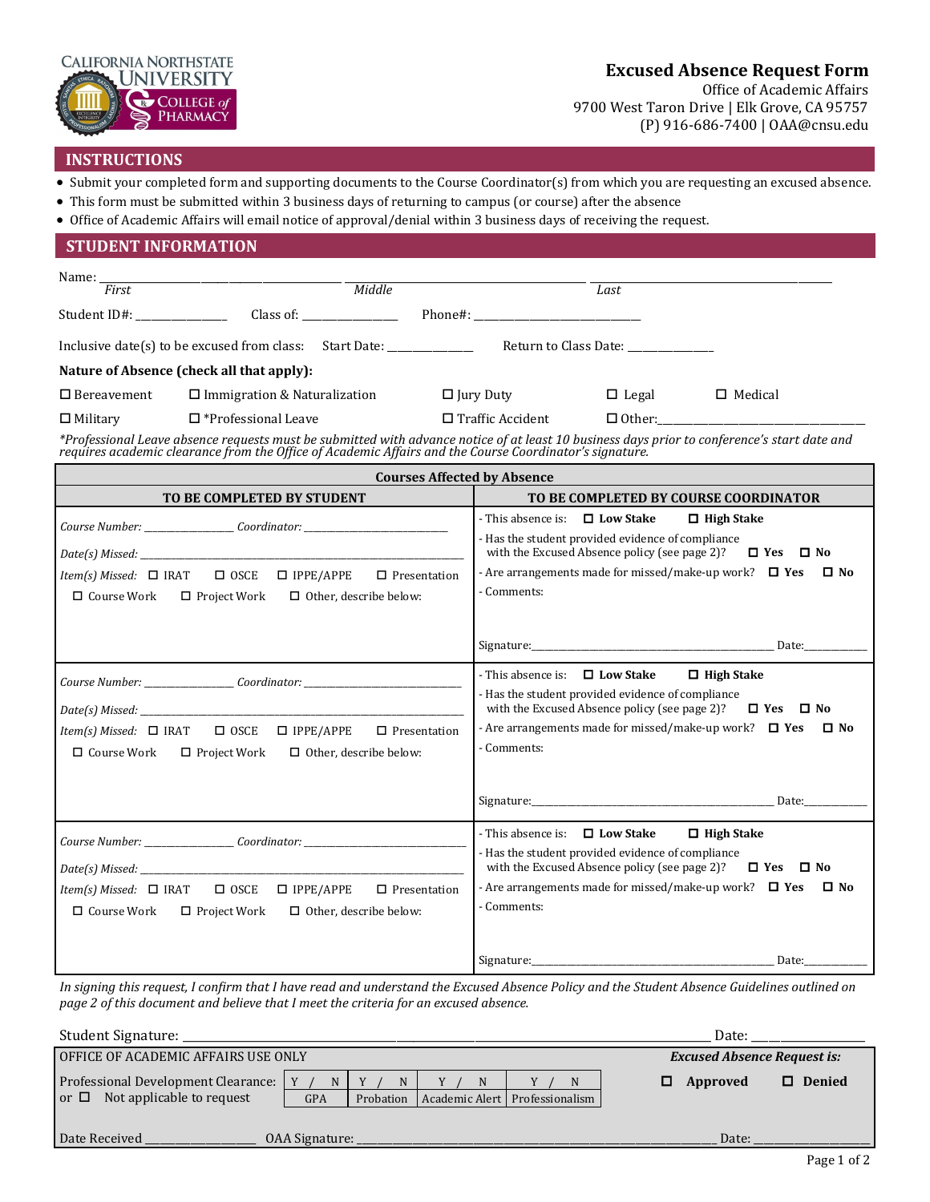CALIFORNIA NORTHSTATE UNIVERSITY COLLEGE of PHARMACY

# Excused Absence Request Form

Office of Academic Affairs
9700 West Taron Drive | Elk Grove, CA 95757
(P) 916-686-7400 | OAA@cnsu.edu

## INSTRUCTIONS

- Submit your completed form and supporting documents to the Course Coordinator(s) from which you are requesting an excused absence.
- This form must be submitted within 3 business days of returning to campus (or course) after the absence
- Office of Academic Affairs will email notice of approval/denial within 3 business days of receiving the request.

## STUDENT INFORMATION

Name: ______________________ ______________________ ______________________
*First* *Middle* *Last*

Student ID#: ______________ Class of: ______________ Phone#: ______________________

Inclusive date(s) to be excused from class: Start Date: ____________ Return to Class Date: ____________

**Nature of Absence (check all that apply):**

☐ Bereavement ☐ Immigration & Naturalization ☐ Jury Duty ☐ Legal ☐ Medical

☐ Military ☐ *Professional Leave ☐ Traffic Accident ☐ Other:______________________

*\*Professional Leave absence requests must be submitted with advance notice of at least 10 business days prior to conference's start date and requires academic clearance from the Office of Academic Affairs and the Course Coordinator's signature.*

| **Courses Affected by Absence** | |
|---|---|
| **TO BE COMPLETED BY STUDENT** | **TO BE COMPLETED BY COURSE COORDINATOR** |
| *Course Number:* ____________ *Coordinator:* ____________<br>*Date(s) Missed:* ______________________<br>*Item(s) Missed:* ☐ IRAT ☐ OSCE ☐ IPPE/APPE ☐ Presentation<br>☐ Course Work ☐ Project Work ☐ Other, describe below: | - This absence is: ☐ **Low Stake** ☐ **High Stake**<br>- Has the student provided evidence of compliance with the Excused Absence policy (see page 2)? ☐ **Yes** ☐ **No**<br>- Are arrangements made for missed/make-up work? ☐ **Yes** ☐ **No**<br>- Comments:<br><br>Signature:______________________ Date:__________ |
| *Course Number:* ____________ *Coordinator:* ____________<br>*Date(s) Missed:* ______________________<br>*Item(s) Missed:* ☐ IRAT ☐ OSCE ☐ IPPE/APPE ☐ Presentation<br>☐ Course Work ☐ Project Work ☐ Other, describe below: | - This absence is: ☐ **Low Stake** ☐ **High Stake**<br>- Has the student provided evidence of compliance with the Excused Absence policy (see page 2)? ☐ **Yes** ☐ **No**<br>- Are arrangements made for missed/make-up work? ☐ **Yes** ☐ **No**<br>- Comments:<br><br>Signature:______________________ Date:__________ |
| *Course Number:* ____________ *Coordinator:* ____________<br>*Date(s) Missed:* ______________________<br>*Item(s) Missed:* ☐ IRAT ☐ OSCE ☐ IPPE/APPE ☐ Presentation<br>☐ Course Work ☐ Project Work ☐ Other, describe below: | - This absence is: ☐ **Low Stake** ☐ **High Stake**<br>- Has the student provided evidence of compliance with the Excused Absence policy (see page 2)? ☐ **Yes** ☐ **No**<br>- Are arrangements made for missed/make-up work? ☐ **Yes** ☐ **No**<br>- Comments:<br><br>Signature:______________________ Date:__________ |

*In signing this request, I confirm that I have read and understand the Excused Absence Policy and the Student Absence Guidelines outlined on page 2 of this document and believe that I meet the criteria for an excused absence.*

Student Signature: ______________________________________________ Date: ______________

OFFICE OF ACADEMIC AFFAIRS USE ONLY

Professional Development Clearance: or ☐ Not applicable to request

| Y / N | Y / N | Y / N | Y / N |
|---|---|---|---|
| GPA | Probation | Academic Alert | Professionalism |

***Excused Absence Request is:***

☐ **Approved** ☐ **Denied**

Date Received ______________ OAA Signature: ______________________________ Date: ______________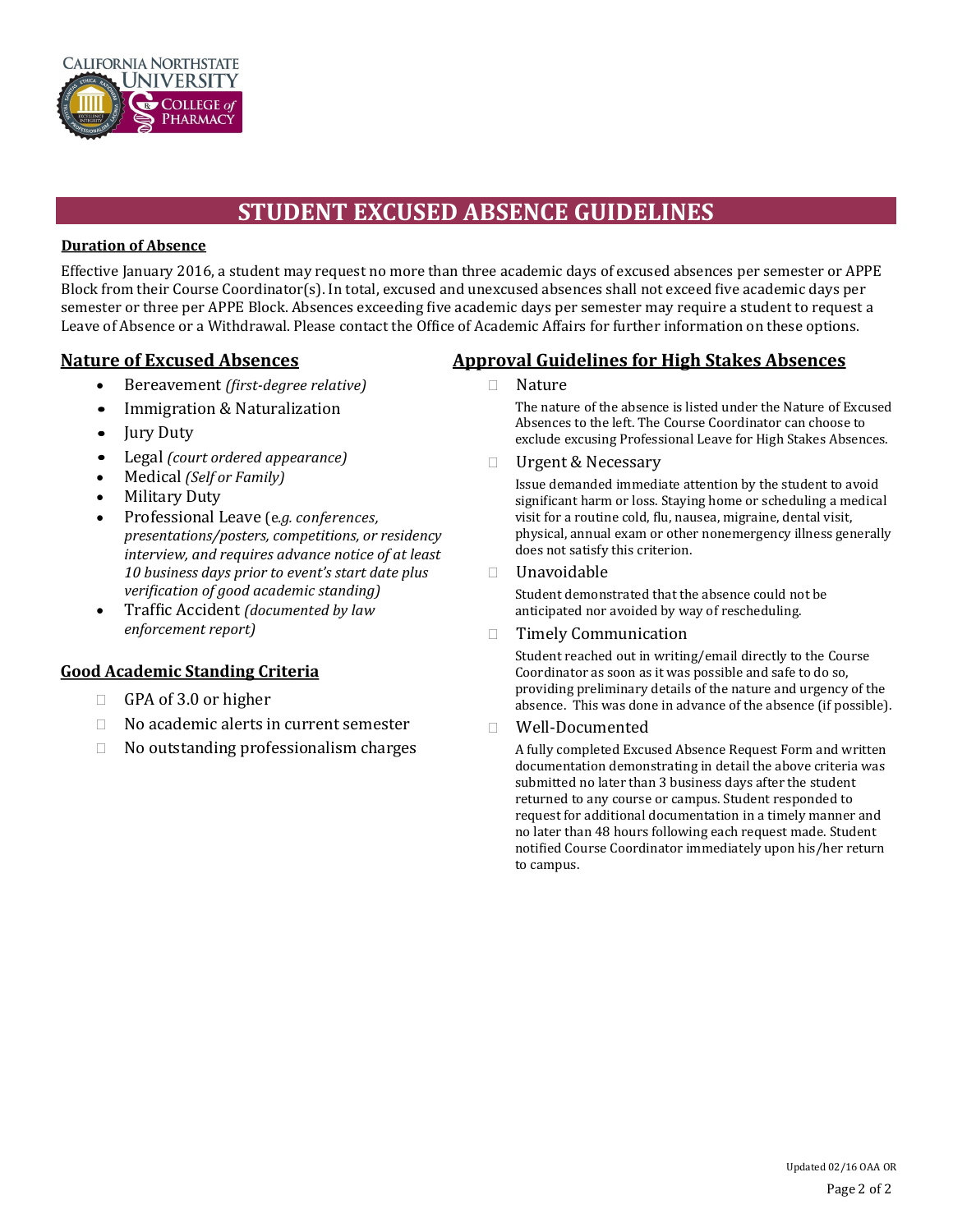# STUDENT EXCUSED ABSENCE GUIDELINES

**Duration of Absence**

Effective January 2016, a student may request no more than three academic days of excused absences per semester or APPE Block from their Course Coordinator(s). In total, excused and unexcused absences shall not exceed five academic days per semester or three per APPE Block. Absences exceeding five academic days per semester may require a student to request a Leave of Absence or a Withdrawal. Please contact the Office of Academic Affairs for further information on these options.

## Nature of Excused Absences

- Bereavement *(first-degree relative)*
- Immigration & Naturalization
- Jury Duty
- Legal *(court ordered appearance)*
- Medical *(Self or Family)*
- Military Duty
- Professional Leave (e*.g. conferences, presentations/posters, competitions, or residency interview, and requires advance notice of at least 10 business days prior to event's start date plus verification of good academic standing)*
- Traffic Accident *(documented by law enforcement report)*

## Good Academic Standing Criteria

- GPA of 3.0 or higher
- No academic alerts in current semester
- No outstanding professionalism charges

## Approval Guidelines for High Stakes Absences

- Nature

  The nature of the absence is listed under the Nature of Excused Absences to the left. The Course Coordinator can choose to exclude excusing Professional Leave for High Stakes Absences.

- Urgent & Necessary

  Issue demanded immediate attention by the student to avoid significant harm or loss. Staying home or scheduling a medical visit for a routine cold, flu, nausea, migraine, dental visit, physical, annual exam or other nonemergency illness generally does not satisfy this criterion.

- Unavoidable

  Student demonstrated that the absence could not be anticipated nor avoided by way of rescheduling.

- Timely Communication

  Student reached out in writing/email directly to the Course Coordinator as soon as it was possible and safe to do so, providing preliminary details of the nature and urgency of the absence. This was done in advance of the absence (if possible).

- Well-Documented

  A fully completed Excused Absence Request Form and written documentation demonstrating in detail the above criteria was submitted no later than 3 business days after the student returned to any course or campus. Student responded to request for additional documentation in a timely manner and no later than 48 hours following each request made. Student notified Course Coordinator immediately upon his/her return to campus.

Updated 02/16 OAA OR